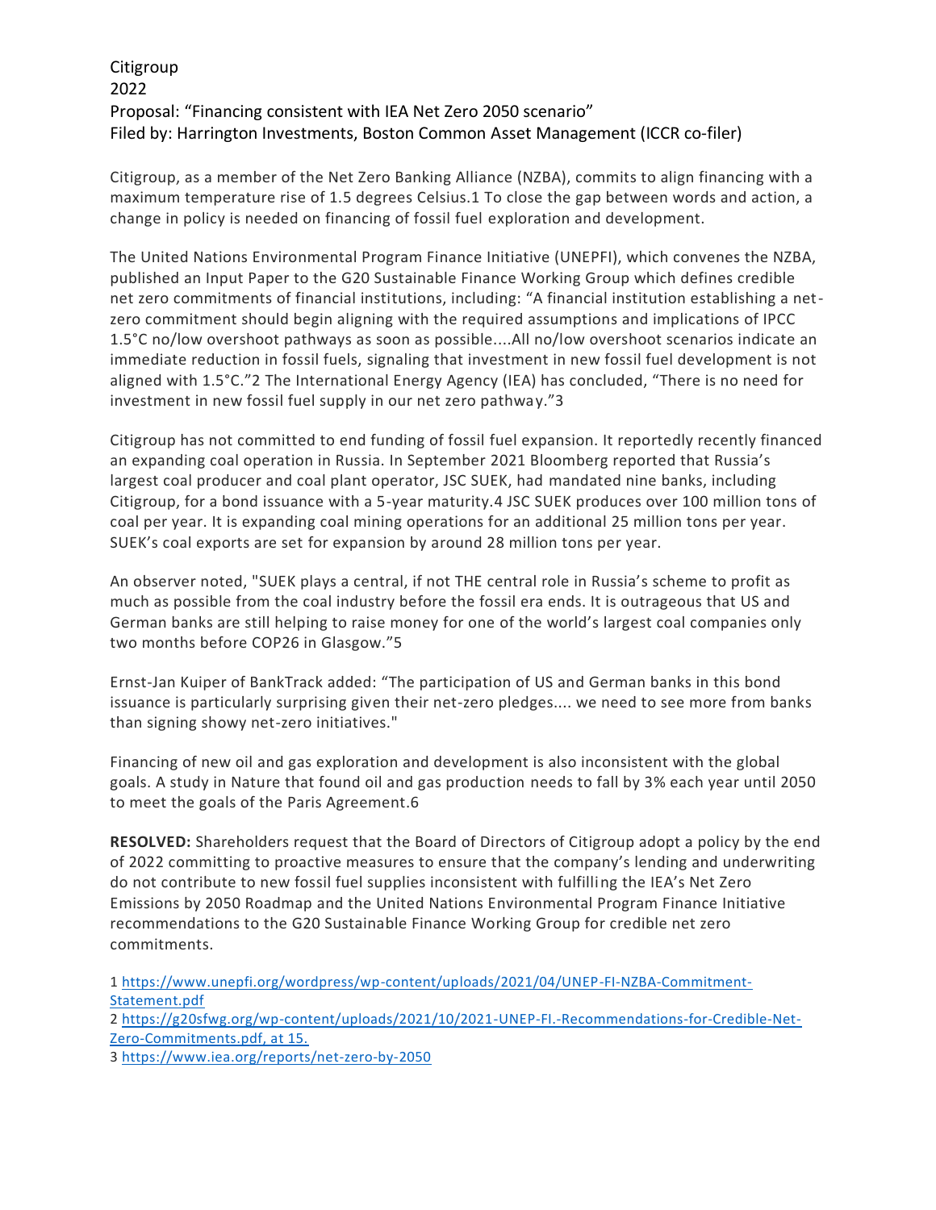Citigroup
2022
Proposal: "Financing consistent with IEA Net Zero 2050 scenario"
Filed by: Harrington Investments, Boston Common Asset Management (ICCR co-filer)

Citigroup, as a member of the Net Zero Banking Alliance (NZBA), commits to align financing with a maximum temperature rise of 1.5 degrees Celsius.[1] To close the gap between words and action, a change in policy is needed on financing of fossil fuel exploration and development.

The United Nations Environmental Program Finance Initiative (UNEPFI), which convenes the NZBA, published an Input Paper to the G20 Sustainable Finance Working Group which defines credible net zero commitments of financial institutions, including: "A financial institution establishing a net-zero commitment should begin aligning with the required assumptions and implications of IPCC 1.5°C no/low overshoot pathways as soon as possible....All no/low overshoot scenarios indicate an immediate reduction in fossil fuels, signaling that investment in new fossil fuel development is not aligned with 1.5°C."[2] The International Energy Agency (IEA) has concluded, "There is no need for investment in new fossil fuel supply in our net zero pathway."[3]

Citigroup has not committed to end funding of fossil fuel expansion. It reportedly recently financed an expanding coal operation in Russia. In September 2021 Bloomberg reported that Russia's largest coal producer and coal plant operator, JSC SUEK, had mandated nine banks, including Citigroup, for a bond issuance with a 5-year maturity.[4] JSC SUEK produces over 100 million tons of coal per year. It is expanding coal mining operations for an additional 25 million tons per year. SUEK's coal exports are set for expansion by around 28 million tons per year.

An observer noted, "SUEK plays a central, if not THE central role in Russia's scheme to profit as much as possible from the coal industry before the fossil era ends. It is outrageous that US and German banks are still helping to raise money for one of the world's largest coal companies only two months before COP26 in Glasgow."[5]

Ernst-Jan Kuiper of BankTrack added: "The participation of US and German banks in this bond issuance is particularly surprising given their net-zero pledges.... we need to see more from banks than signing showy net-zero initiatives."

Financing of new oil and gas exploration and development is also inconsistent with the global goals. A study in Nature that found oil and gas production needs to fall by 3% each year until 2050 to meet the goals of the Paris Agreement.[6]

**RESOLVED:** Shareholders request that the Board of Directors of Citigroup adopt a policy by the end of 2022 committing to proactive measures to ensure that the company's lending and underwriting do not contribute to new fossil fuel supplies inconsistent with fulfilling the IEA's Net Zero Emissions by 2050 Roadmap and the United Nations Environmental Program Finance Initiative recommendations to the G20 Sustainable Finance Working Group for credible net zero commitments.

1 https://www.unepfi.org/wordpress/wp-content/uploads/2021/04/UNEP-FI-NZBA-Commitment-Statement.pdf
2 https://g20sfwg.org/wp-content/uploads/2021/10/2021-UNEP-FI.-Recommendations-for-Credible-Net-Zero-Commitments.pdf, at 15.
3 https://www.iea.org/reports/net-zero-by-2050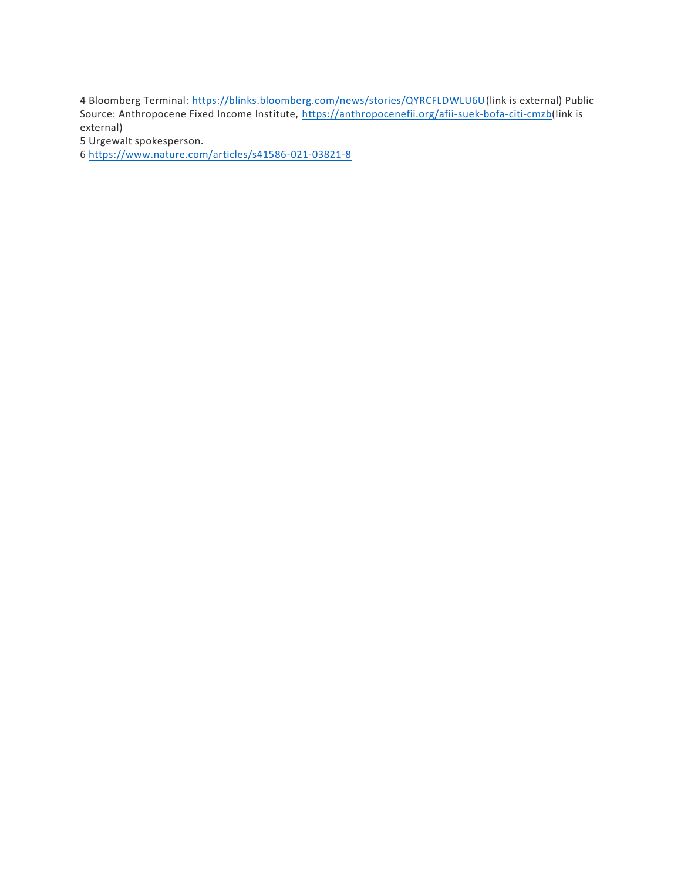4 Bloomberg Terminal: https://blinks.bloomberg.com/news/stories/QYRCFLDWLU6U(link is external) Public Source: Anthropocene Fixed Income Institute, https://anthropocenefii.org/afii-suek-bofa-citi-cmzb(link is external)

5 Urgewalt spokesperson.

6 https://www.nature.com/articles/s41586-021-03821-8